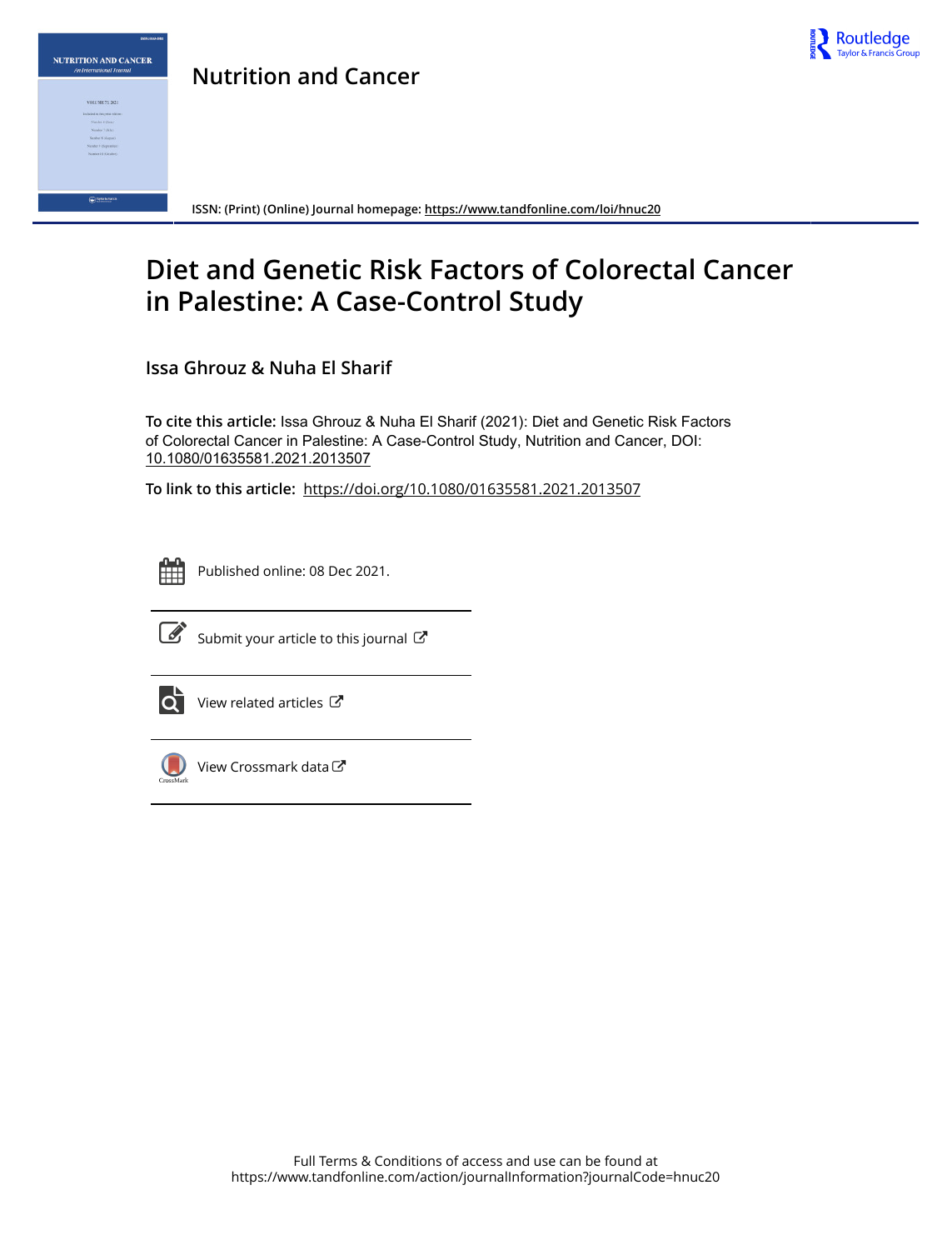# Nutrition and Cancer

ISSN: (Print) (Online) Journal homepage: https://www.tandfonline.com/loi/hnuc20

# Diet and Genetic Risk Factors of Colorectal Cancer in Palestine: A Case-Control Study

## Issa Ghrouz & Nuha El Sharif

**To cite this article:** Issa Ghrouz & Nuha El Sharif (2021): Diet and Genetic Risk Factors of Colorectal Cancer in Palestine: A Case-Control Study, Nutrition and Cancer, DOI: 10.1080/01635581.2021.2013507

**To link to this article:** https://doi.org/10.1080/01635581.2021.2013507

Published online: 08 Dec 2021.

Submit your article to this journal

View related articles

View Crossmark data

Full Terms & Conditions of access and use can be found at
https://www.tandfonline.com/action/journalInformation?journalCode=hnuc20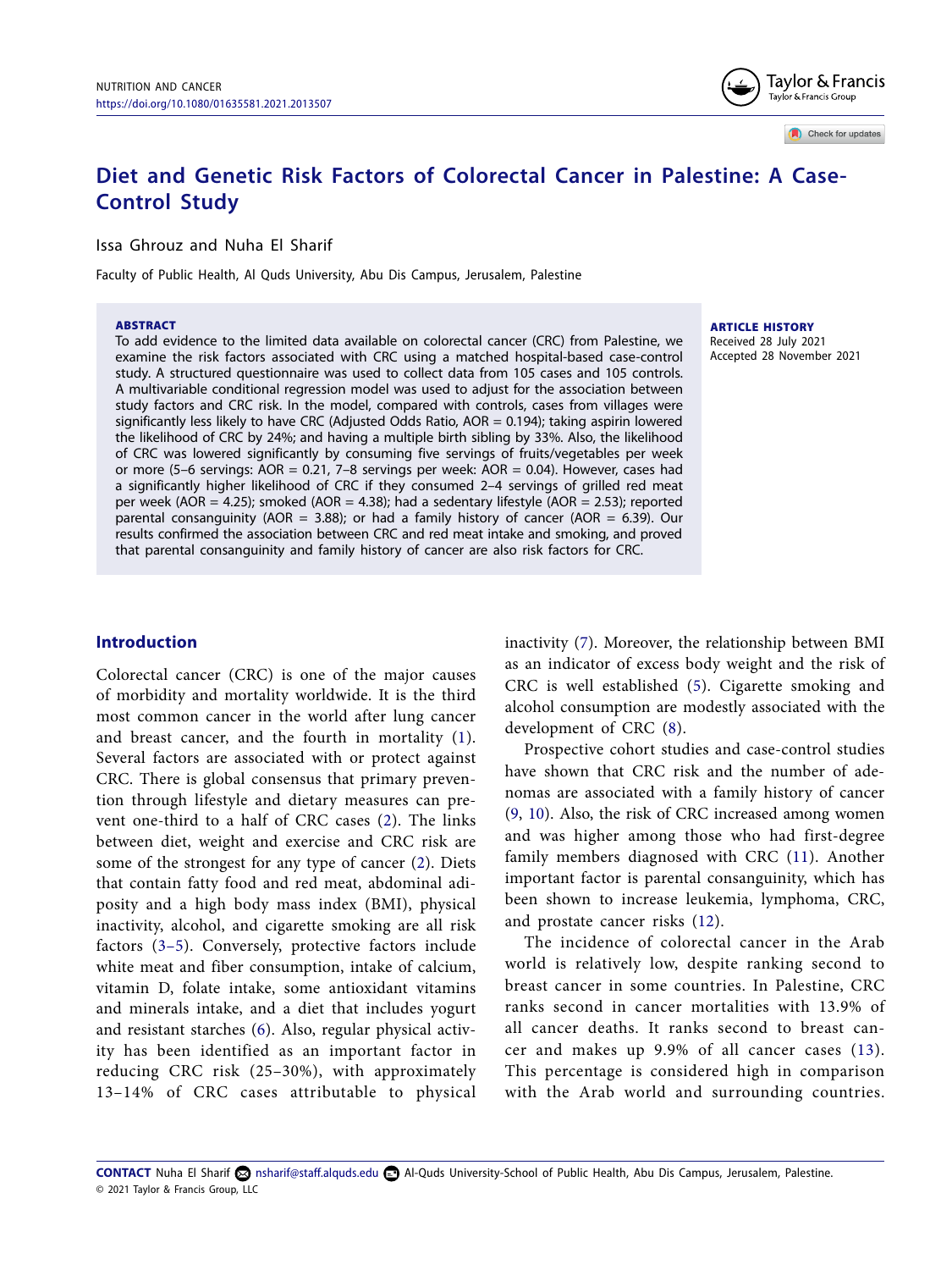# Diet and Genetic Risk Factors of Colorectal Cancer in Palestine: A Case-Control Study

Issa Ghrouz and Nuha El Sharif

Faculty of Public Health, Al Quds University, Abu Dis Campus, Jerusalem, Palestine

**ABSTRACT**

To add evidence to the limited data available on colorectal cancer (CRC) from Palestine, we examine the risk factors associated with CRC using a matched hospital-based case-control study. A structured questionnaire was used to collect data from 105 cases and 105 controls. A multivariable conditional regression model was used to adjust for the association between study factors and CRC risk. In the model, compared with controls, cases from villages were significantly less likely to have CRC (Adjusted Odds Ratio, AOR = 0.194); taking aspirin lowered the likelihood of CRC by 24%; and having a multiple birth sibling by 33%. Also, the likelihood of CRC was lowered significantly by consuming five servings of fruits/vegetables per week or more (5–6 servings: AOR = 0.21, 7–8 servings per week: AOR = 0.04). However, cases had a significantly higher likelihood of CRC if they consumed 2–4 servings of grilled red meat per week (AOR = 4.25); smoked (AOR = 4.38); had a sedentary lifestyle (AOR = 2.53); reported parental consanguinity (AOR = 3.88); or had a family history of cancer (AOR = 6.39). Our results confirmed the association between CRC and red meat intake and smoking, and proved that parental consanguinity and family history of cancer are also risk factors for CRC.

**ARTICLE HISTORY**
Received 28 July 2021
Accepted 28 November 2021

## Introduction

Colorectal cancer (CRC) is one of the major causes of morbidity and mortality worldwide. It is the third most common cancer in the world after lung cancer and breast cancer, and the fourth in mortality (1). Several factors are associated with or protect against CRC. There is global consensus that primary prevention through lifestyle and dietary measures can prevent one-third to a half of CRC cases (2). The links between diet, weight and exercise and CRC risk are some of the strongest for any type of cancer (2). Diets that contain fatty food and red meat, abdominal adiposity and a high body mass index (BMI), physical inactivity, alcohol, and cigarette smoking are all risk factors (3–5). Conversely, protective factors include white meat and fiber consumption, intake of calcium, vitamin D, folate intake, some antioxidant vitamins and minerals intake, and a diet that includes yogurt and resistant starches (6). Also, regular physical activity has been identified as an important factor in reducing CRC risk (25–30%), with approximately 13–14% of CRC cases attributable to physical inactivity (7). Moreover, the relationship between BMI as an indicator of excess body weight and the risk of CRC is well established (5). Cigarette smoking and alcohol consumption are modestly associated with the development of CRC (8).

Prospective cohort studies and case-control studies have shown that CRC risk and the number of adenomas are associated with a family history of cancer (9, 10). Also, the risk of CRC increased among women and was higher among those who had first-degree family members diagnosed with CRC (11). Another important factor is parental consanguinity, which has been shown to increase leukemia, lymphoma, CRC, and prostate cancer risks (12).

The incidence of colorectal cancer in the Arab world is relatively low, despite ranking second to breast cancer in some countries. In Palestine, CRC ranks second in cancer mortalities with 13.9% of all cancer deaths. It ranks second to breast cancer and makes up 9.9% of all cancer cases (13). This percentage is considered high in comparison with the Arab world and surrounding countries.

**CONTACT** Nuha El Sharif nsharif@staff.alquds.edu Al-Quds University-School of Public Health, Abu Dis Campus, Jerusalem, Palestine.
© 2021 Taylor & Francis Group, LLC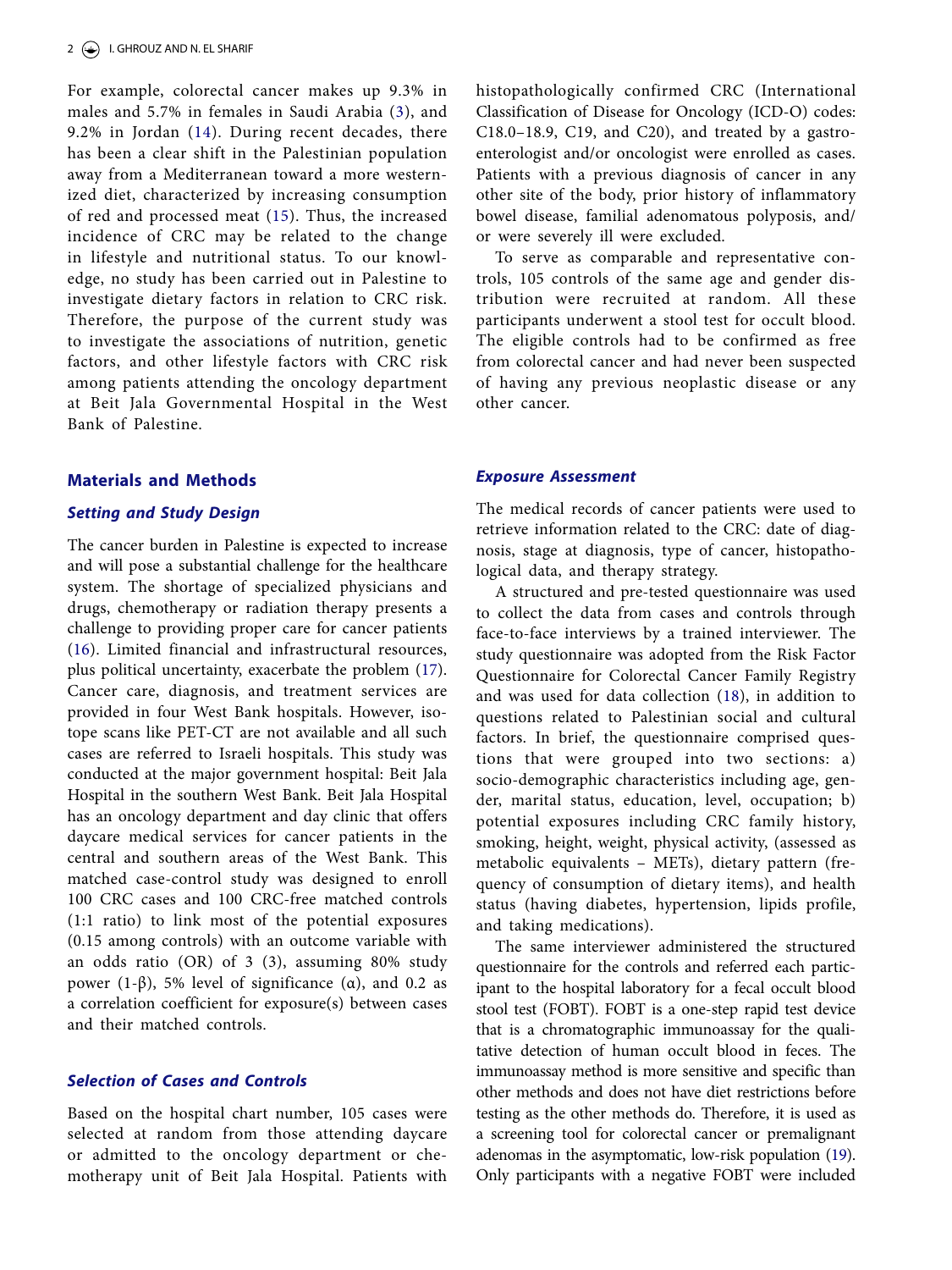For example, colorectal cancer makes up 9.3% in males and 5.7% in females in Saudi Arabia (3), and 9.2% in Jordan (14). During recent decades, there has been a clear shift in the Palestinian population away from a Mediterranean toward a more westernized diet, characterized by increasing consumption of red and processed meat (15). Thus, the increased incidence of CRC may be related to the change in lifestyle and nutritional status. To our knowledge, no study has been carried out in Palestine to investigate dietary factors in relation to CRC risk. Therefore, the purpose of the current study was to investigate the associations of nutrition, genetic factors, and other lifestyle factors with CRC risk among patients attending the oncology department at Beit Jala Governmental Hospital in the West Bank of Palestine.

## Materials and Methods

### Setting and Study Design

The cancer burden in Palestine is expected to increase and will pose a substantial challenge for the healthcare system. The shortage of specialized physicians and drugs, chemotherapy or radiation therapy presents a challenge to providing proper care for cancer patients (16). Limited financial and infrastructural resources, plus political uncertainty, exacerbate the problem (17). Cancer care, diagnosis, and treatment services are provided in four West Bank hospitals. However, isotope scans like PET-CT are not available and all such cases are referred to Israeli hospitals. This study was conducted at the major government hospital: Beit Jala Hospital in the southern West Bank. Beit Jala Hospital has an oncology department and day clinic that offers daycare medical services for cancer patients in the central and southern areas of the West Bank. This matched case-control study was designed to enroll 100 CRC cases and 100 CRC-free matched controls (1:1 ratio) to link most of the potential exposures (0.15 among controls) with an outcome variable with an odds ratio (OR) of 3 (3), assuming 80% study power (1-β), 5% level of significance (α), and 0.2 as a correlation coefficient for exposure(s) between cases and their matched controls.

### Selection of Cases and Controls

Based on the hospital chart number, 105 cases were selected at random from those attending daycare or admitted to the oncology department or chemotherapy unit of Beit Jala Hospital. Patients with histopathologically confirmed CRC (International Classification of Disease for Oncology (ICD-O) codes: C18.0–18.9, C19, and C20), and treated by a gastroenterologist and/or oncologist were enrolled as cases. Patients with a previous diagnosis of cancer in any other site of the body, prior history of inflammatory bowel disease, familial adenomatous polyposis, and/or were severely ill were excluded.

To serve as comparable and representative controls, 105 controls of the same age and gender distribution were recruited at random. All these participants underwent a stool test for occult blood. The eligible controls had to be confirmed as free from colorectal cancer and had never been suspected of having any previous neoplastic disease or any other cancer.

### Exposure Assessment

The medical records of cancer patients were used to retrieve information related to the CRC: date of diagnosis, stage at diagnosis, type of cancer, histopathological data, and therapy strategy.

A structured and pre-tested questionnaire was used to collect the data from cases and controls through face-to-face interviews by a trained interviewer. The study questionnaire was adopted from the Risk Factor Questionnaire for Colorectal Cancer Family Registry and was used for data collection (18), in addition to questions related to Palestinian social and cultural factors. In brief, the questionnaire comprised questions that were grouped into two sections: a) socio-demographic characteristics including age, gender, marital status, education, level, occupation; b) potential exposures including CRC family history, smoking, height, weight, physical activity, (assessed as metabolic equivalents – METs), dietary pattern (frequency of consumption of dietary items), and health status (having diabetes, hypertension, lipids profile, and taking medications).

The same interviewer administered the structured questionnaire for the controls and referred each participant to the hospital laboratory for a fecal occult blood stool test (FOBT). FOBT is a one-step rapid test device that is a chromatographic immunoassay for the qualitative detection of human occult blood in feces. The immunoassay method is more sensitive and specific than other methods and does not have diet restrictions before testing as the other methods do. Therefore, it is used as a screening tool for colorectal cancer or premalignant adenomas in the asymptomatic, low-risk population (19). Only participants with a negative FOBT were included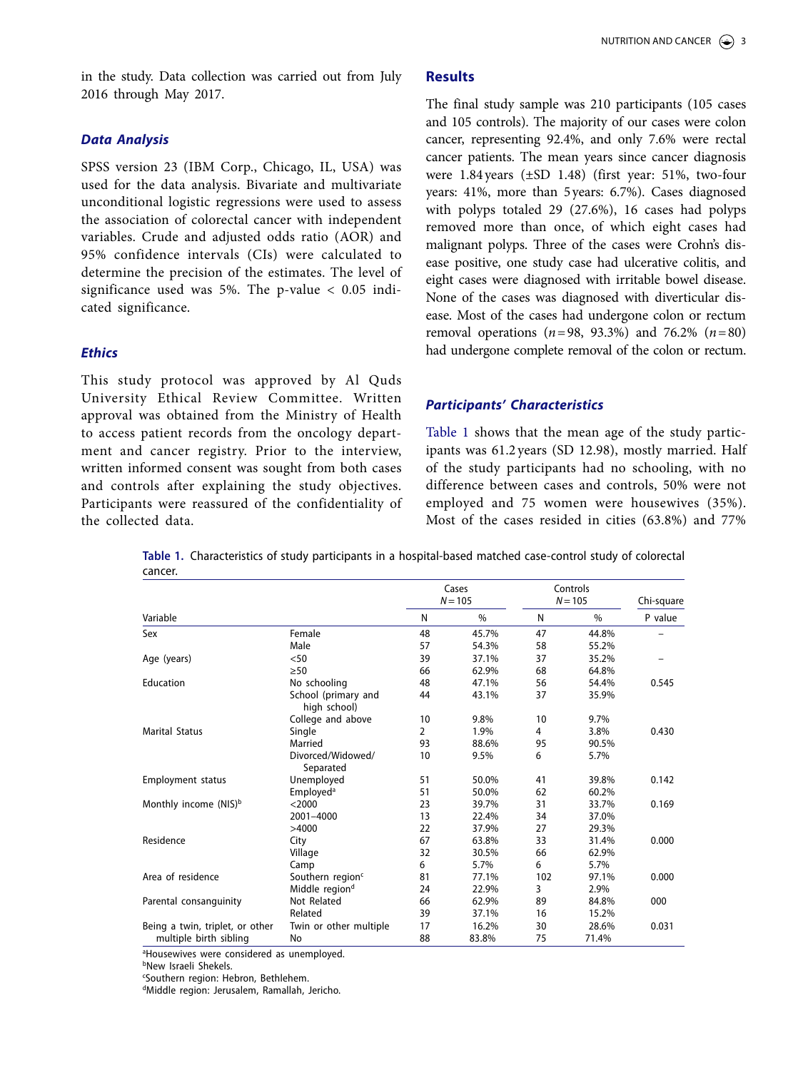in the study. Data collection was carried out from July 2016 through May 2017.

### Data Analysis

SPSS version 23 (IBM Corp., Chicago, IL, USA) was used for the data analysis. Bivariate and multivariate unconditional logistic regressions were used to assess the association of colorectal cancer with independent variables. Crude and adjusted odds ratio (AOR) and 95% confidence intervals (CIs) were calculated to determine the precision of the estimates. The level of significance used was 5%. The p-value < 0.05 indicated significance.

### Ethics

This study protocol was approved by Al Quds University Ethical Review Committee. Written approval was obtained from the Ministry of Health to access patient records from the oncology department and cancer registry. Prior to the interview, written informed consent was sought from both cases and controls after explaining the study objectives. Participants were reassured of the confidentiality of the collected data.

## Results

The final study sample was 210 participants (105 cases and 105 controls). The majority of our cases were colon cancer, representing 92.4%, and only 7.6% were rectal cancer patients. The mean years since cancer diagnosis were 1.84 years (±SD 1.48) (first year: 51%, two-four years: 41%, more than 5 years: 6.7%). Cases diagnosed with polyps totaled 29 (27.6%), 16 cases had polyps removed more than once, of which eight cases had malignant polyps. Three of the cases were Crohn's disease positive, one study case had ulcerative colitis, and eight cases were diagnosed with irritable bowel disease. None of the cases was diagnosed with diverticular disease. Most of the cases had undergone colon or rectum removal operations ($n = 98$, 93.3%) and 76.2% ($n = 80$) had undergone complete removal of the colon or rectum.

### Participants' Characteristics

Table 1 shows that the mean age of the study participants was 61.2 years (SD 12.98), mostly married. Half of the study participants had no schooling, with no difference between cases and controls, 50% were not employed and 75 women were housewives (35%). Most of the cases resided in cities (63.8%) and 77%

**Table 1.** Characteristics of study participants in a hospital-based matched case-control study of colorectal cancer.

| Variable | | Cases N = 105 | | Controls N = 105 | | Chi-square |
|---|---|---|---|---|---|---|
| | | N | % | N | % | P value |
| Sex | Female | 48 | 45.7% | 47 | 44.8% | – |
| | Male | 57 | 54.3% | 58 | 55.2% | |
| Age (years) | <50 | 39 | 37.1% | 37 | 35.2% | – |
| | ≥50 | 66 | 62.9% | 68 | 64.8% | |
| Education | No schooling | 48 | 47.1% | 56 | 54.4% | 0.545 |
| | School (primary and high school) | 44 | 43.1% | 37 | 35.9% | |
| | College and above | 10 | 9.8% | 10 | 9.7% | |
| Marital Status | Single | 2 | 1.9% | 4 | 3.8% | 0.430 |
| | Married | 93 | 88.6% | 95 | 90.5% | |
| | Divorced/Widowed/Separated | 10 | 9.5% | 6 | 5.7% | |
| Employment status | Unemployed | 51 | 50.0% | 41 | 39.8% | 0.142 |
| | Employed[a] | 51 | 50.0% | 62 | 60.2% | |
| Monthly income (NIS)[b] | <2000 | 23 | 39.7% | 31 | 33.7% | 0.169 |
| | 2001–4000 | 13 | 22.4% | 34 | 37.0% | |
| | >4000 | 22 | 37.9% | 27 | 29.3% | |
| Residence | City | 67 | 63.8% | 33 | 31.4% | 0.000 |
| | Village | 32 | 30.5% | 66 | 62.9% | |
| | Camp | 6 | 5.7% | 6 | 5.7% | |
| Area of residence | Southern region[c] | 81 | 77.1% | 102 | 97.1% | 0.000 |
| | Middle region[d] | 24 | 22.9% | 3 | 2.9% | |
| Parental consanguinity | Not Related | 66 | 62.9% | 89 | 84.8% | 000 |
| | Related | 39 | 37.1% | 16 | 15.2% | |
| Being a twin, triplet, or other multiple birth sibling | Twin or other multiple | 17 | 16.2% | 30 | 28.6% | 0.031 |
| | No | 88 | 83.8% | 75 | 71.4% | |

[a]Housewives were considered as unemployed.
[b]New Israeli Shekels.
[c]Southern region: Hebron, Bethlehem.
[d]Middle region: Jerusalem, Ramallah, Jericho.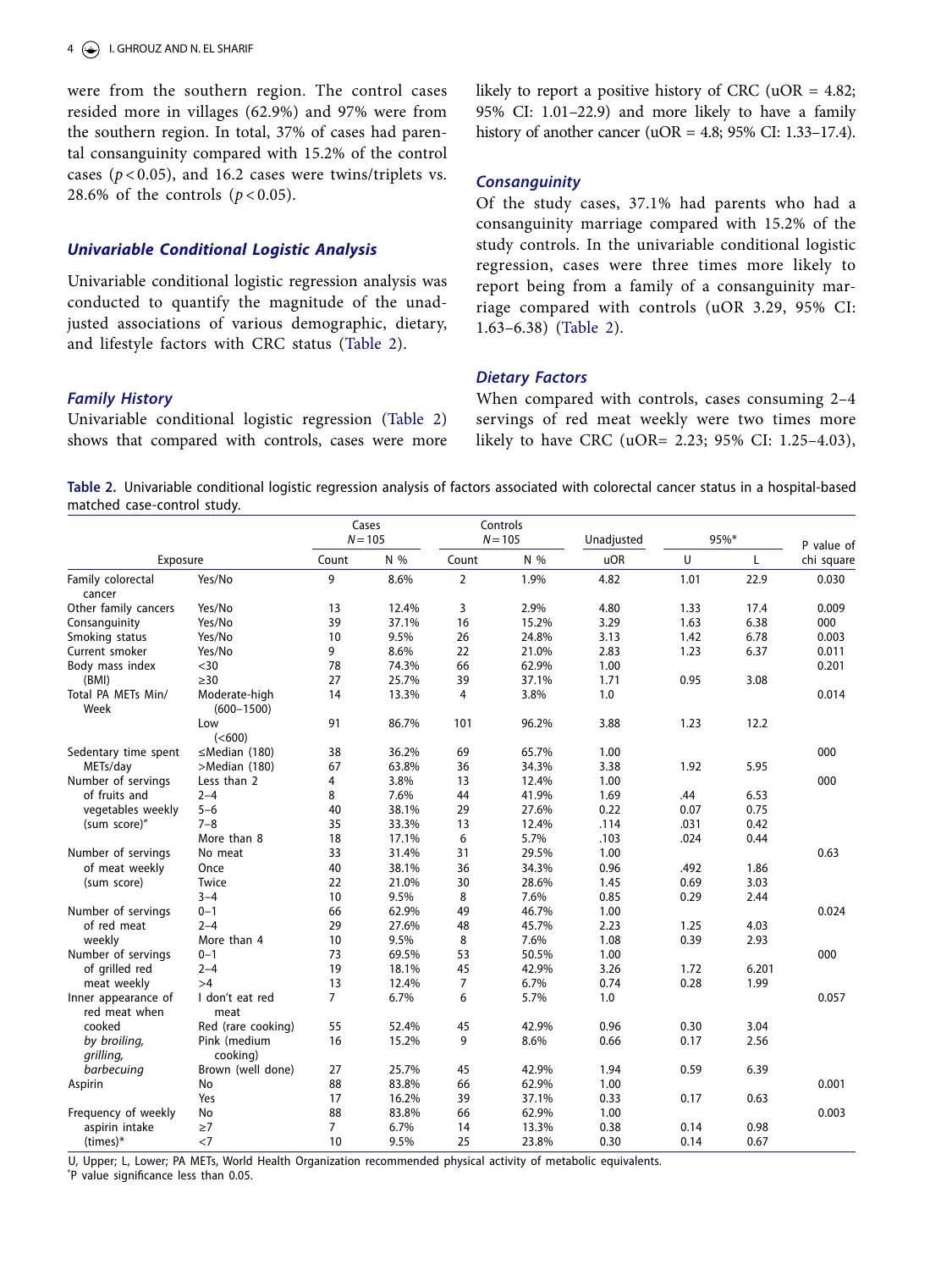were from the southern region. The control cases resided more in villages (62.9%) and 97% were from the southern region. In total, 37% of cases had parental consanguinity compared with 15.2% of the control cases ($p < 0.05$), and 16.2 cases were twins/triplets vs. 28.6% of the controls ($p < 0.05$).

### *Univariable Conditional Logistic Analysis*

Univariable conditional logistic regression analysis was conducted to quantify the magnitude of the unadjusted associations of various demographic, dietary, and lifestyle factors with CRC status (Table 2).

### *Family History*

Univariable conditional logistic regression (Table 2) shows that compared with controls, cases were more likely to report a positive history of CRC (uOR = 4.82; 95% CI: 1.01–22.9) and more likely to have a family history of another cancer (uOR = 4.8; 95% CI: 1.33–17.4).

### *Consanguinity*

Of the study cases, 37.1% had parents who had a consanguinity marriage compared with 15.2% of the study controls. In the univariable conditional logistic regression, cases were three times more likely to report being from a family of a consanguinity marriage compared with controls (uOR 3.29, 95% CI: 1.63–6.38) (Table 2).

### *Dietary Factors*

When compared with controls, cases consuming 2–4 servings of red meat weekly were two times more likely to have CRC (uOR= 2.23; 95% CI: 1.25–4.03),

**Table 2.** Univariable conditional logistic regression analysis of factors associated with colorectal cancer status in a hospital-based matched case-control study.

| Exposure | | Cases $N = 105$ | | Controls $N = 105$ | | Unadjusted | 95%* | | P value of chi square |
|---|---|---|---|---|---|---|---|---|---|
| | | Count | N % | Count | N % | uOR | U | L | |
| Family colorectal cancer | Yes/No | 9 | 8.6% | 2 | 1.9% | 4.82 | 1.01 | 22.9 | 0.030 |
| Other family cancers | Yes/No | 13 | 12.4% | 3 | 2.9% | 4.80 | 1.33 | 17.4 | 0.009 |
| Consanguinity | Yes/No | 39 | 37.1% | 16 | 15.2% | 3.29 | 1.63 | 6.38 | 000 |
| Smoking status | Yes/No | 10 | 9.5% | 26 | 24.8% | 3.13 | 1.42 | 6.78 | 0.003 |
| Current smoker | Yes/No | 9 | 8.6% | 22 | 21.0% | 2.83 | 1.23 | 6.37 | 0.011 |
| Body mass index (BMI) | <30 | 78 | 74.3% | 66 | 62.9% | 1.00 | | | 0.201 |
| | ≥30 | 27 | 25.7% | 39 | 37.1% | 1.71 | 0.95 | 3.08 | |
| Total PA METs Min/ Week | Moderate-high (600–1500) | 14 | 13.3% | 4 | 3.8% | 1.0 | | | 0.014 |
| | Low (<600) | 91 | 86.7% | 101 | 96.2% | 3.88 | 1.23 | 12.2 | |
| Sedentary time spent METs/day | ≤Median (180) | 38 | 36.2% | 69 | 65.7% | 1.00 | | | 000 |
| | >Median (180) | 67 | 63.8% | 36 | 34.3% | 3.38 | 1.92 | 5.95 | |
| Number of servings of fruits and vegetables weekly (sum score)" | Less than 2 | 4 | 3.8% | 13 | 12.4% | 1.00 | | | 000 |
| | 2–4 | 8 | 7.6% | 44 | 41.9% | 1.69 | .44 | 6.53 | |
| | 5–6 | 40 | 38.1% | 29 | 27.6% | 0.22 | 0.07 | 0.75 | |
| | 7–8 | 35 | 33.3% | 13 | 12.4% | .114 | .031 | 0.42 | |
| | More than 8 | 18 | 17.1% | 6 | 5.7% | .103 | .024 | 0.44 | |
| Number of servings of meat weekly (sum score) | No meat | 33 | 31.4% | 31 | 29.5% | 1.00 | | | 0.63 |
| | Once | 40 | 38.1% | 36 | 34.3% | 0.96 | .492 | 1.86 | |
| | Twice | 22 | 21.0% | 30 | 28.6% | 1.45 | 0.69 | 3.03 | |
| | 3–4 | 10 | 9.5% | 8 | 7.6% | 0.85 | 0.29 | 2.44 | |
| Number of servings of red meat weekly | 0–1 | 66 | 62.9% | 49 | 46.7% | 1.00 | | | 0.024 |
| | 2–4 | 29 | 27.6% | 48 | 45.7% | 2.23 | 1.25 | 4.03 | |
| | More than 4 | 10 | 9.5% | 8 | 7.6% | 1.08 | 0.39 | 2.93 | |
| Number of servings of grilled red meat weekly | 0–1 | 73 | 69.5% | 53 | 50.5% | 1.00 | | | 000 |
| | 2–4 | 19 | 18.1% | 45 | 42.9% | 3.26 | 1.72 | 6.201 | |
| | >4 | 13 | 12.4% | 7 | 6.7% | 0.74 | 0.28 | 1.99 | |
| Inner appearance of red meat when cooked *by broiling, grilling, barbecuing* | I don't eat red meat | 7 | 6.7% | 6 | 5.7% | 1.0 | | | 0.057 |
| | Red (rare cooking) | 55 | 52.4% | 45 | 42.9% | 0.96 | 0.30 | 3.04 | |
| | Pink (medium cooking) | 16 | 15.2% | 9 | 8.6% | 0.66 | 0.17 | 2.56 | |
| | Brown (well done) | 27 | 25.7% | 45 | 42.9% | 1.94 | 0.59 | 6.39 | |
| Aspirin | No | 88 | 83.8% | 66 | 62.9% | 1.00 | | | 0.001 |
| | Yes | 17 | 16.2% | 39 | 37.1% | 0.33 | 0.17 | 0.63 | |
| Frequency of weekly aspirin intake (times)* | No | 88 | 83.8% | 66 | 62.9% | 1.00 | | | 0.003 |
| | ≥7 | 7 | 6.7% | 14 | 13.3% | 0.38 | 0.14 | 0.98 | |
| | <7 | 10 | 9.5% | 25 | 23.8% | 0.30 | 0.14 | 0.67 | |

U, Upper; L, Lower; PA METs, World Health Organization recommended physical activity of metabolic equivalents.
*P value significance less than 0.05.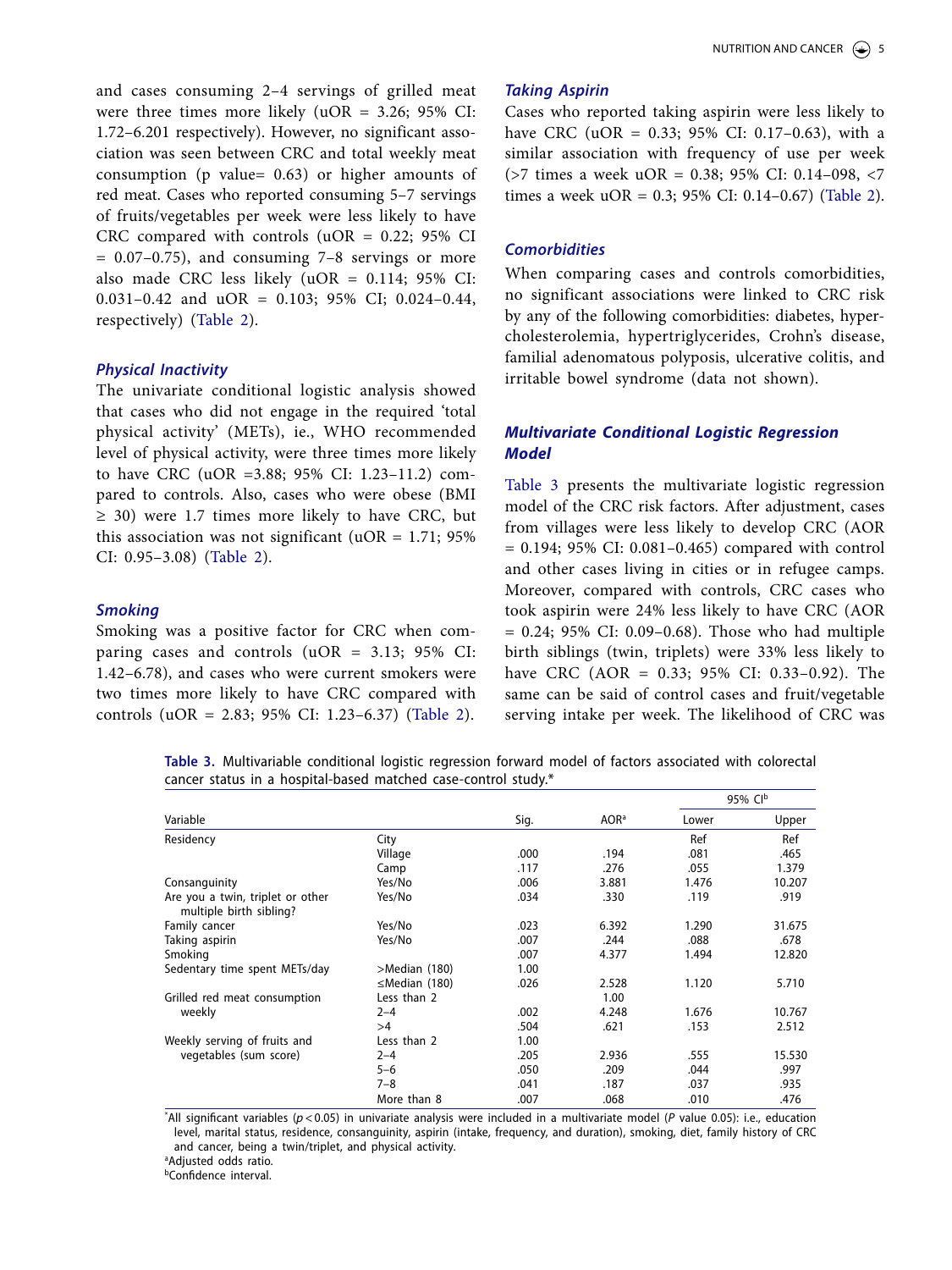and cases consuming 2–4 servings of grilled meat were three times more likely (uOR = 3.26; 95% CI: 1.72–6.201 respectively). However, no significant association was seen between CRC and total weekly meat consumption (p value= 0.63) or higher amounts of red meat. Cases who reported consuming 5–7 servings of fruits/vegetables per week were less likely to have CRC compared with controls (uOR = 0.22; 95% CI = 0.07–0.75), and consuming 7–8 servings or more also made CRC less likely (uOR = 0.114; 95% CI: 0.031–0.42 and uOR = 0.103; 95% CI; 0.024–0.44, respectively) (Table 2).

### Physical Inactivity

The univariate conditional logistic analysis showed that cases who did not engage in the required 'total physical activity' (METs), ie., WHO recommended level of physical activity, were three times more likely to have CRC (uOR =3.88; 95% CI: 1.23–11.2) compared to controls. Also, cases who were obese (BMI ≥ 30) were 1.7 times more likely to have CRC, but this association was not significant (uOR = 1.71; 95% CI: 0.95–3.08) (Table 2).

### Smoking

Smoking was a positive factor for CRC when comparing cases and controls (uOR = 3.13; 95% CI: 1.42–6.78), and cases who were current smokers were two times more likely to have CRC compared with controls (uOR = 2.83; 95% CI: 1.23–6.37) (Table 2).

### Taking Aspirin

Cases who reported taking aspirin were less likely to have CRC (uOR = 0.33; 95% CI: 0.17–0.63), with a similar association with frequency of use per week (>7 times a week uOR = 0.38; 95% CI: 0.14–098, <7 times a week uOR = 0.3; 95% CI: 0.14–0.67) (Table 2).

### Comorbidities

When comparing cases and controls comorbidities, no significant associations were linked to CRC risk by any of the following comorbidities: diabetes, hypercholesterolemia, hypertriglycerides, Crohn's disease, familial adenomatous polyposis, ulcerative colitis, and irritable bowel syndrome (data not shown).

### Multivariate Conditional Logistic Regression Model

Table 3 presents the multivariate logistic regression model of the CRC risk factors. After adjustment, cases from villages were less likely to develop CRC (AOR = 0.194; 95% CI: 0.081–0.465) compared with control and other cases living in cities or in refugee camps. Moreover, compared with controls, CRC cases who took aspirin were 24% less likely to have CRC (AOR = 0.24; 95% CI: 0.09–0.68). Those who had multiple birth siblings (twin, triplets) were 33% less likely to have CRC (AOR = 0.33; 95% CI: 0.33–0.92). The same can be said of control cases and fruit/vegetable serving intake per week. The likelihood of CRC was

**Table 3.** Multivariable conditional logistic regression forward model of factors associated with colorectal cancer status in a hospital-based matched case-control study.*

| Variable | | Sig. | AOR[a] | 95% CI[b] | |
|---|---|---|---|---|---|
| | | | | Lower | Upper |
| Residency | City | | | Ref | Ref |
| | Village | .000 | .194 | .081 | .465 |
| | Camp | .117 | .276 | .055 | 1.379 |
| Consanguinity | Yes/No | .006 | 3.881 | 1.476 | 10.207 |
| Are you a twin, triplet or other multiple birth sibling? | Yes/No | .034 | .330 | .119 | .919 |
| Family cancer | Yes/No | .023 | 6.392 | 1.290 | 31.675 |
| Taking aspirin | Yes/No | .007 | .244 | .088 | .678 |
| Smoking | | .007 | 4.377 | 1.494 | 12.820 |
| Sedentary time spent METs/day | >Median (180) | 1.00 | | | |
| | ≤Median (180) | .026 | 2.528 | 1.120 | 5.710 |
| Grilled red meat consumption weekly | Less than 2 | | 1.00 | | |
| | 2–4 | .002 | 4.248 | 1.676 | 10.767 |
| | >4 | .504 | .621 | .153 | 2.512 |
| Weekly serving of fruits and vegetables (sum score) | Less than 2 | 1.00 | | | |
| | 2–4 | .205 | 2.936 | .555 | 15.530 |
| | 5–6 | .050 | .209 | .044 | .997 |
| | 7–8 | .041 | .187 | .037 | .935 |
| | More than 8 | .007 | .068 | .010 | .476 |

*All significant variables ($p < 0.05$) in univariate analysis were included in a multivariate model ($P$ value 0.05): i.e., education level, marital status, residence, consanguinity, aspirin (intake, frequency, and duration), smoking, diet, family history of CRC and cancer, being a twin/triplet, and physical activity.

[a]Adjusted odds ratio.

[b]Confidence interval.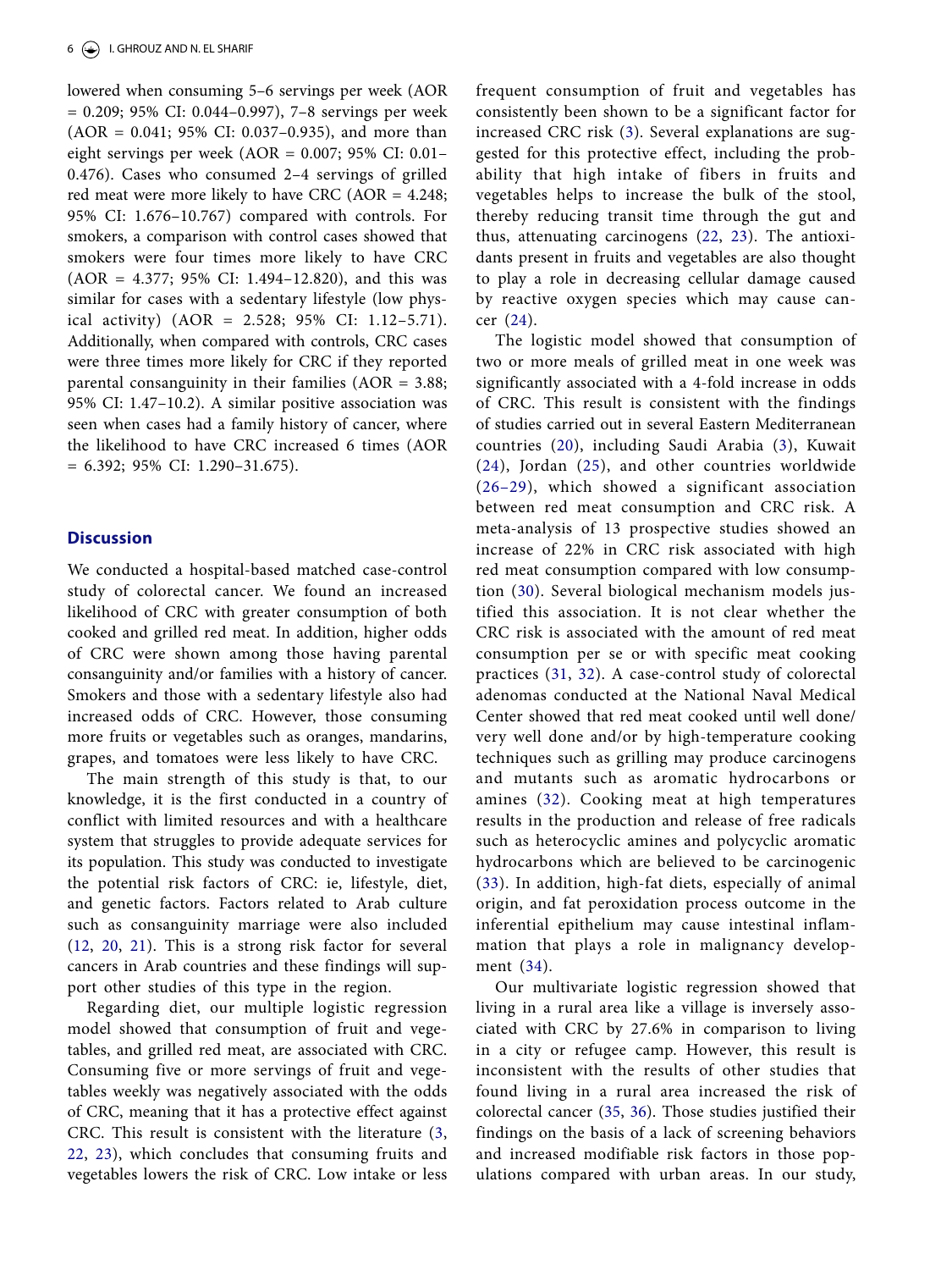lowered when consuming 5–6 servings per week (AOR = 0.209; 95% CI: 0.044–0.997), 7–8 servings per week (AOR = 0.041; 95% CI: 0.037–0.935), and more than eight servings per week (AOR = 0.007; 95% CI: 0.01–0.476). Cases who consumed 2–4 servings of grilled red meat were more likely to have CRC (AOR = 4.248; 95% CI: 1.676–10.767) compared with controls. For smokers, a comparison with control cases showed that smokers were four times more likely to have CRC (AOR = 4.377; 95% CI: 1.494–12.820), and this was similar for cases with a sedentary lifestyle (low physical activity) (AOR = 2.528; 95% CI: 1.12–5.71). Additionally, when compared with controls, CRC cases were three times more likely for CRC if they reported parental consanguinity in their families (AOR = 3.88; 95% CI: 1.47–10.2). A similar positive association was seen when cases had a family history of cancer, where the likelihood to have CRC increased 6 times (AOR = 6.392; 95% CI: 1.290–31.675).

## Discussion

We conducted a hospital-based matched case-control study of colorectal cancer. We found an increased likelihood of CRC with greater consumption of both cooked and grilled red meat. In addition, higher odds of CRC were shown among those having parental consanguinity and/or families with a history of cancer. Smokers and those with a sedentary lifestyle also had increased odds of CRC. However, those consuming more fruits or vegetables such as oranges, mandarins, grapes, and tomatoes were less likely to have CRC.

The main strength of this study is that, to our knowledge, it is the first conducted in a country of conflict with limited resources and with a healthcare system that struggles to provide adequate services for its population. This study was conducted to investigate the potential risk factors of CRC: ie, lifestyle, diet, and genetic factors. Factors related to Arab culture such as consanguinity marriage were also included (12, 20, 21). This is a strong risk factor for several cancers in Arab countries and these findings will support other studies of this type in the region.

Regarding diet, our multiple logistic regression model showed that consumption of fruit and vegetables, and grilled red meat, are associated with CRC. Consuming five or more servings of fruit and vegetables weekly was negatively associated with the odds of CRC, meaning that it has a protective effect against CRC. This result is consistent with the literature (3, 22, 23), which concludes that consuming fruits and vegetables lowers the risk of CRC. Low intake or less frequent consumption of fruit and vegetables has consistently been shown to be a significant factor for increased CRC risk (3). Several explanations are suggested for this protective effect, including the probability that high intake of fibers in fruits and vegetables helps to increase the bulk of the stool, thereby reducing transit time through the gut and thus, attenuating carcinogens (22, 23). The antioxidants present in fruits and vegetables are also thought to play a role in decreasing cellular damage caused by reactive oxygen species which may cause cancer (24).

The logistic model showed that consumption of two or more meals of grilled meat in one week was significantly associated with a 4-fold increase in odds of CRC. This result is consistent with the findings of studies carried out in several Eastern Mediterranean countries (20), including Saudi Arabia (3), Kuwait (24), Jordan (25), and other countries worldwide (26–29), which showed a significant association between red meat consumption and CRC risk. A meta-analysis of 13 prospective studies showed an increase of 22% in CRC risk associated with high red meat consumption compared with low consumption (30). Several biological mechanism models justified this association. It is not clear whether the CRC risk is associated with the amount of red meat consumption per se or with specific meat cooking practices (31, 32). A case-control study of colorectal adenomas conducted at the National Naval Medical Center showed that red meat cooked until well done/very well done and/or by high-temperature cooking techniques such as grilling may produce carcinogens and mutants such as aromatic hydrocarbons or amines (32). Cooking meat at high temperatures results in the production and release of free radicals such as heterocyclic amines and polycyclic aromatic hydrocarbons which are believed to be carcinogenic (33). In addition, high-fat diets, especially of animal origin, and fat peroxidation process outcome in the inferential epithelium may cause intestinal inflammation that plays a role in malignancy development (34).

Our multivariate logistic regression showed that living in a rural area like a village is inversely associated with CRC by 27.6% in comparison to living in a city or refugee camp. However, this result is inconsistent with the results of other studies that found living in a rural area increased the risk of colorectal cancer (35, 36). Those studies justified their findings on the basis of a lack of screening behaviors and increased modifiable risk factors in those populations compared with urban areas. In our study,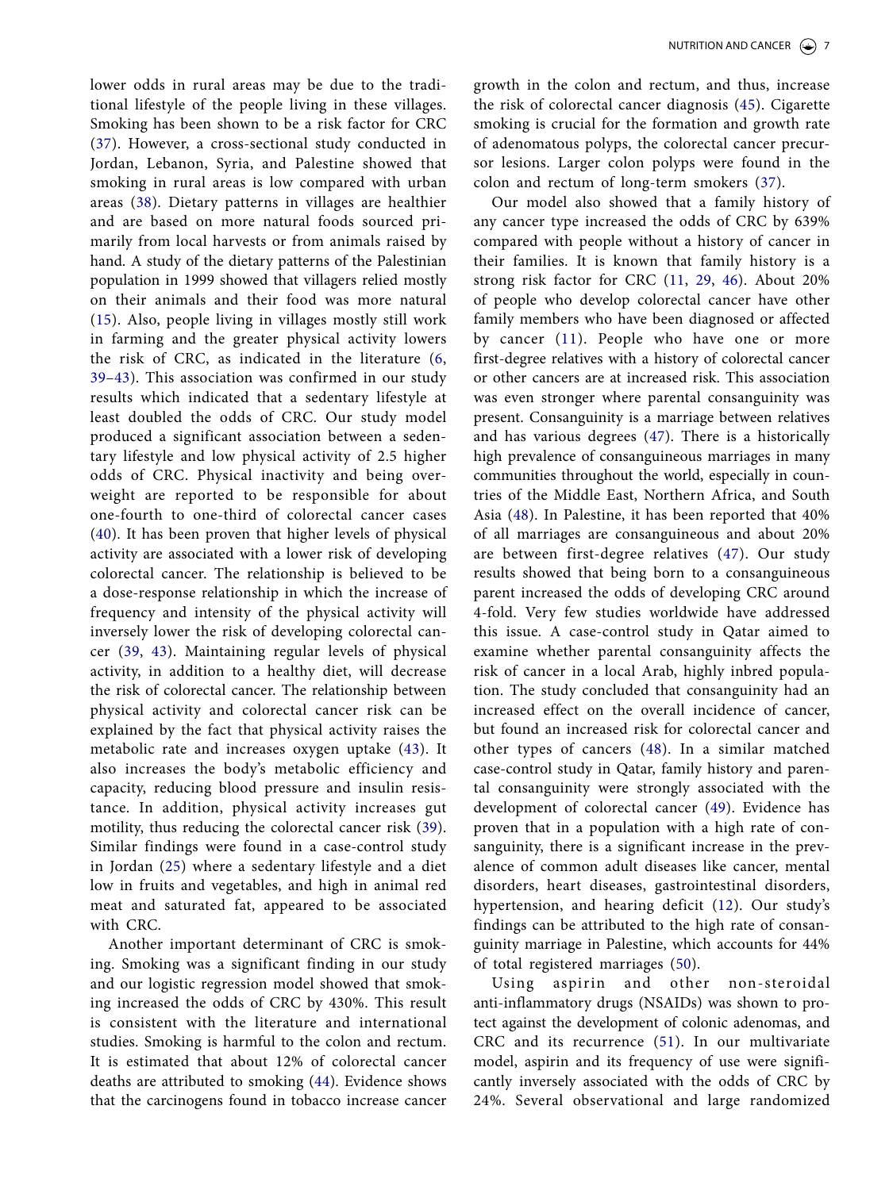lower odds in rural areas may be due to the traditional lifestyle of the people living in these villages. Smoking has been shown to be a risk factor for CRC (37). However, a cross-sectional study conducted in Jordan, Lebanon, Syria, and Palestine showed that smoking in rural areas is low compared with urban areas (38). Dietary patterns in villages are healthier and are based on more natural foods sourced primarily from local harvests or from animals raised by hand. A study of the dietary patterns of the Palestinian population in 1999 showed that villagers relied mostly on their animals and their food was more natural (15). Also, people living in villages mostly still work in farming and the greater physical activity lowers the risk of CRC, as indicated in the literature (6, 39–43). This association was confirmed in our study results which indicated that a sedentary lifestyle at least doubled the odds of CRC. Our study model produced a significant association between a sedentary lifestyle and low physical activity of 2.5 higher odds of CRC. Physical inactivity and being overweight are reported to be responsible for about one-fourth to one-third of colorectal cancer cases (40). It has been proven that higher levels of physical activity are associated with a lower risk of developing colorectal cancer. The relationship is believed to be a dose-response relationship in which the increase of frequency and intensity of the physical activity will inversely lower the risk of developing colorectal cancer (39, 43). Maintaining regular levels of physical activity, in addition to a healthy diet, will decrease the risk of colorectal cancer. The relationship between physical activity and colorectal cancer risk can be explained by the fact that physical activity raises the metabolic rate and increases oxygen uptake (43). It also increases the body's metabolic efficiency and capacity, reducing blood pressure and insulin resistance. In addition, physical activity increases gut motility, thus reducing the colorectal cancer risk (39). Similar findings were found in a case-control study in Jordan (25) where a sedentary lifestyle and a diet low in fruits and vegetables, and high in animal red meat and saturated fat, appeared to be associated with CRC.

Another important determinant of CRC is smoking. Smoking was a significant finding in our study and our logistic regression model showed that smoking increased the odds of CRC by 430%. This result is consistent with the literature and international studies. Smoking is harmful to the colon and rectum. It is estimated that about 12% of colorectal cancer deaths are attributed to smoking (44). Evidence shows that the carcinogens found in tobacco increase cancer growth in the colon and rectum, and thus, increase the risk of colorectal cancer diagnosis (45). Cigarette smoking is crucial for the formation and growth rate of adenomatous polyps, the colorectal cancer precursor lesions. Larger colon polyps were found in the colon and rectum of long-term smokers (37).

Our model also showed that a family history of any cancer type increased the odds of CRC by 639% compared with people without a history of cancer in their families. It is known that family history is a strong risk factor for CRC (11, 29, 46). About 20% of people who develop colorectal cancer have other family members who have been diagnosed or affected by cancer (11). People who have one or more first-degree relatives with a history of colorectal cancer or other cancers are at increased risk. This association was even stronger where parental consanguinity was present. Consanguinity is a marriage between relatives and has various degrees (47). There is a historically high prevalence of consanguineous marriages in many communities throughout the world, especially in countries of the Middle East, Northern Africa, and South Asia (48). In Palestine, it has been reported that 40% of all marriages are consanguineous and about 20% are between first-degree relatives (47). Our study results showed that being born to a consanguineous parent increased the odds of developing CRC around 4-fold. Very few studies worldwide have addressed this issue. A case-control study in Qatar aimed to examine whether parental consanguinity affects the risk of cancer in a local Arab, highly inbred population. The study concluded that consanguinity had an increased effect on the overall incidence of cancer, but found an increased risk for colorectal cancer and other types of cancers (48). In a similar matched case-control study in Qatar, family history and parental consanguinity were strongly associated with the development of colorectal cancer (49). Evidence has proven that in a population with a high rate of consanguinity, there is a significant increase in the prevalence of common adult diseases like cancer, mental disorders, heart diseases, gastrointestinal disorders, hypertension, and hearing deficit (12). Our study's findings can be attributed to the high rate of consanguinity marriage in Palestine, which accounts for 44% of total registered marriages (50).

Using aspirin and other non-steroidal anti-inflammatory drugs (NSAIDs) was shown to protect against the development of colonic adenomas, and CRC and its recurrence (51). In our multivariate model, aspirin and its frequency of use were significantly inversely associated with the odds of CRC by 24%. Several observational and large randomized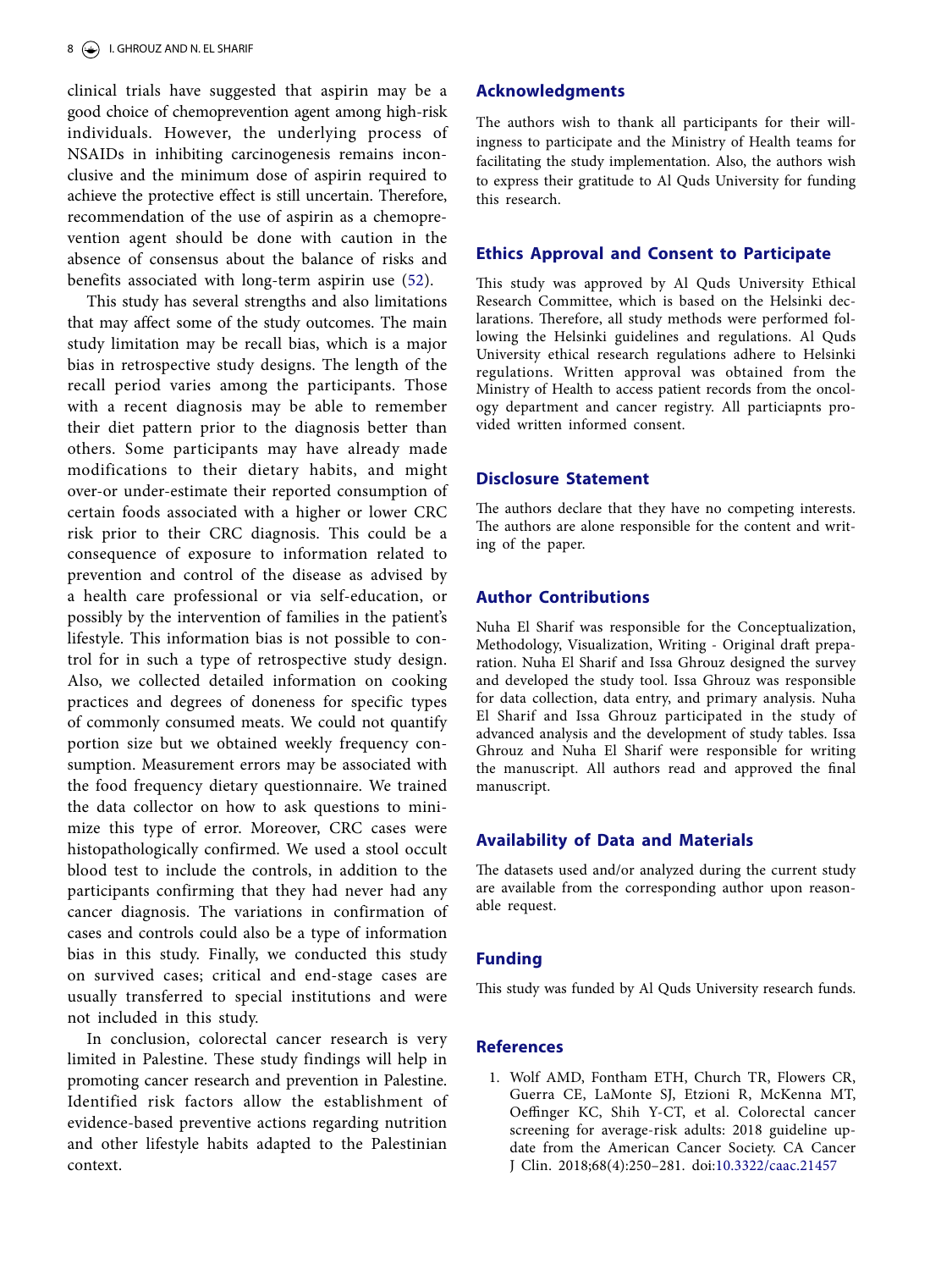clinical trials have suggested that aspirin may be a good choice of chemoprevention agent among high-risk individuals. However, the underlying process of NSAIDs in inhibiting carcinogenesis remains inconclusive and the minimum dose of aspirin required to achieve the protective effect is still uncertain. Therefore, recommendation of the use of aspirin as a chemoprevention agent should be done with caution in the absence of consensus about the balance of risks and benefits associated with long-term aspirin use (52).

This study has several strengths and also limitations that may affect some of the study outcomes. The main study limitation may be recall bias, which is a major bias in retrospective study designs. The length of the recall period varies among the participants. Those with a recent diagnosis may be able to remember their diet pattern prior to the diagnosis better than others. Some participants may have already made modifications to their dietary habits, and might over-or under-estimate their reported consumption of certain foods associated with a higher or lower CRC risk prior to their CRC diagnosis. This could be a consequence of exposure to information related to prevention and control of the disease as advised by a health care professional or via self-education, or possibly by the intervention of families in the patient's lifestyle. This information bias is not possible to control for in such a type of retrospective study design. Also, we collected detailed information on cooking practices and degrees of doneness for specific types of commonly consumed meats. We could not quantify portion size but we obtained weekly frequency consumption. Measurement errors may be associated with the food frequency dietary questionnaire. We trained the data collector on how to ask questions to minimize this type of error. Moreover, CRC cases were histopathologically confirmed. We used a stool occult blood test to include the controls, in addition to the participants confirming that they had never had any cancer diagnosis. The variations in confirmation of cases and controls could also be a type of information bias in this study. Finally, we conducted this study on survived cases; critical and end-stage cases are usually transferred to special institutions and were not included in this study.

In conclusion, colorectal cancer research is very limited in Palestine. These study findings will help in promoting cancer research and prevention in Palestine. Identified risk factors allow the establishment of evidence-based preventive actions regarding nutrition and other lifestyle habits adapted to the Palestinian context.

## Acknowledgments

The authors wish to thank all participants for their willingness to participate and the Ministry of Health teams for facilitating the study implementation. Also, the authors wish to express their gratitude to Al Quds University for funding this research.

## Ethics Approval and Consent to Participate

This study was approved by Al Quds University Ethical Research Committee, which is based on the Helsinki declarations. Therefore, all study methods were performed following the Helsinki guidelines and regulations. Al Quds University ethical research regulations adhere to Helsinki regulations. Written approval was obtained from the Ministry of Health to access patient records from the oncology department and cancer registry. All particiapnts provided written informed consent.

## Disclosure Statement

The authors declare that they have no competing interests. The authors are alone responsible for the content and writing of the paper.

## Author Contributions

Nuha El Sharif was responsible for the Conceptualization, Methodology, Visualization, Writing - Original draft preparation. Nuha El Sharif and Issa Ghrouz designed the survey and developed the study tool. Issa Ghrouz was responsible for data collection, data entry, and primary analysis. Nuha El Sharif and Issa Ghrouz participated in the study of advanced analysis and the development of study tables. Issa Ghrouz and Nuha El Sharif were responsible for writing the manuscript. All authors read and approved the final manuscript.

## Availability of Data and Materials

The datasets used and/or analyzed during the current study are available from the corresponding author upon reasonable request.

## Funding

This study was funded by Al Quds University research funds.

## References

1. Wolf AMD, Fontham ETH, Church TR, Flowers CR, Guerra CE, LaMonte SJ, Etzioni R, McKenna MT, Oeffinger KC, Shih Y-CT, et al. Colorectal cancer screening for average-risk adults: 2018 guideline update from the American Cancer Society. CA Cancer J Clin. 2018;68(4):250–281. doi:10.3322/caac.21457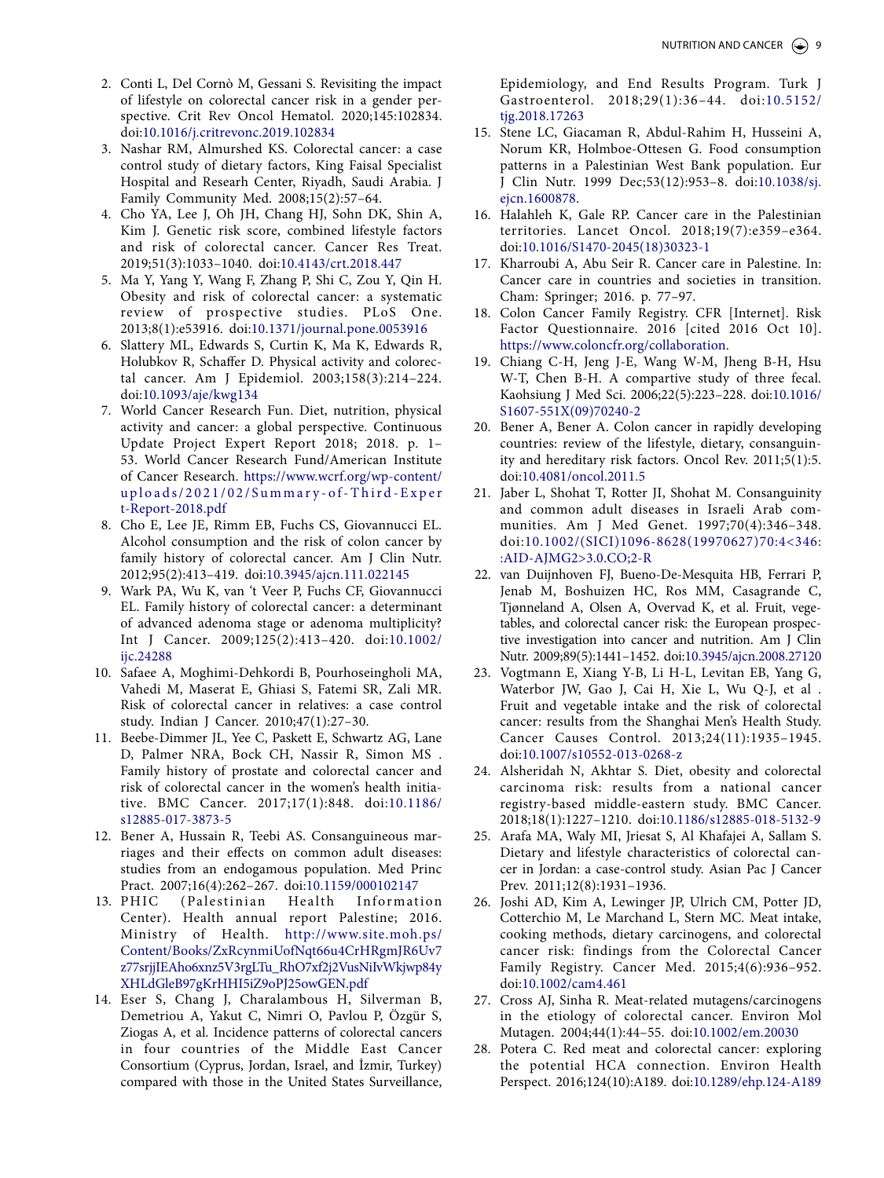2. Conti L, Del Cornò M, Gessani S. Revisiting the impact of lifestyle on colorectal cancer risk in a gender perspective. Crit Rev Oncol Hematol. 2020;145:102834. doi:10.1016/j.critrevonc.2019.102834
3. Nashar RM, Almurshed KS. Colorectal cancer: a case control study of dietary factors, King Faisal Specialist Hospital and Researh Center, Riyadh, Saudi Arabia. J Family Community Med. 2008;15(2):57–64.
4. Cho YA, Lee J, Oh JH, Chang HJ, Sohn DK, Shin A, Kim J. Genetic risk score, combined lifestyle factors and risk of colorectal cancer. Cancer Res Treat. 2019;51(3):1033–1040. doi:10.4143/crt.2018.447
5. Ma Y, Yang Y, Wang F, Zhang P, Shi C, Zou Y, Qin H. Obesity and risk of colorectal cancer: a systematic review of prospective studies. PLoS One. 2013;8(1):e53916. doi:10.1371/journal.pone.0053916
6. Slattery ML, Edwards S, Curtin K, Ma K, Edwards R, Holubkov R, Schaffer D. Physical activity and colorectal cancer. Am J Epidemiol. 2003;158(3):214–224. doi:10.1093/aje/kwg134
7. World Cancer Research Fun. Diet, nutrition, physical activity and cancer: a global perspective. Continuous Update Project Expert Report 2018; 2018. p. 1–53. World Cancer Research Fund/American Institute of Cancer Research. https://www.wcrf.org/wp-content/uploads/2021/02/Summary-of-Third-Expert-Report-2018.pdf
8. Cho E, Lee JE, Rimm EB, Fuchs CS, Giovannucci EL. Alcohol consumption and the risk of colon cancer by family history of colorectal cancer. Am J Clin Nutr. 2012;95(2):413–419. doi:10.3945/ajcn.111.022145
9. Wark PA, Wu K, van 't Veer P, Fuchs CF, Giovannucci EL. Family history of colorectal cancer: a determinant of advanced adenoma stage or adenoma multiplicity? Int J Cancer. 2009;125(2):413–420. doi:10.1002/ijc.24288
10. Safaee A, Moghimi-Dehkordi B, Pourhoseingholi MA, Vahedi M, Maserat E, Ghiasi S, Fatemi SR, Zali MR. Risk of colorectal cancer in relatives: a case control study. Indian J Cancer. 2010;47(1):27–30.
11. Beebe-Dimmer JL, Yee C, Paskett E, Schwartz AG, Lane D, Palmer NRA, Bock CH, Nassir R, Simon MS . Family history of prostate and colorectal cancer and risk of colorectal cancer in the women's health initiative. BMC Cancer. 2017;17(1):848. doi:10.1186/s12885-017-3873-5
12. Bener A, Hussain R, Teebi AS. Consanguineous marriages and their effects on common adult diseases: studies from an endogamous population. Med Princ Pract. 2007;16(4):262–267. doi:10.1159/000102147
13. PHIC (Palestinian Health Information Center). Health annual report Palestine; 2016. Ministry of Health. http://www.site.moh.ps/Content/Books/ZxRcynmiUofNqt66u4CrHRgmJR6Uv7z77srjjIEAho6xnz5V3rgLTu_RhO7xf2j2VusNiIvWkjwp84yXHLdGleB97gKrHHI5iZ9oPJ25owGEN.pdf
14. Eser S, Chang J, Charalambous H, Silverman B, Demetriou A, Yakut C, Nimri O, Pavlou P, Özgür S, Ziogas A, et al. Incidence patterns of colorectal cancers in four countries of the Middle East Cancer Consortium (Cyprus, Jordan, Israel, and İzmir, Turkey) compared with those in the United States Surveillance, Epidemiology, and End Results Program. Turk J Gastroenterol. 2018;29(1):36–44. doi:10.5152/tjg.2018.17263
15. Stene LC, Giacaman R, Abdul-Rahim H, Husseini A, Norum KR, Holmboe-Ottesen G. Food consumption patterns in a Palestinian West Bank population. Eur J Clin Nutr. 1999 Dec;53(12):953–8. doi:10.1038/sj.ejcn.1600878.
16. Halahleh K, Gale RP. Cancer care in the Palestinian territories. Lancet Oncol. 2018;19(7):e359–e364. doi:10.1016/S1470-2045(18)30323-1
17. Kharroubi A, Abu Seir R. Cancer care in Palestine. In: Cancer care in countries and societies in transition. Cham: Springer; 2016. p. 77–97.
18. Colon Cancer Family Registry. CFR [Internet]. Risk Factor Questionnaire. 2016 [cited 2016 Oct 10]. https://www.coloncfr.org/collaboration.
19. Chiang C-H, Jeng J-E, Wang W-M, Jheng B-H, Hsu W-T, Chen B-H. A compartive study of three fecal. Kaohsiung J Med Sci. 2006;22(5):223–228. doi:10.1016/S1607-551X(09)70240-2
20. Bener A, Bener A. Colon cancer in rapidly developing countries: review of the lifestyle, dietary, consanguinity and hereditary risk factors. Oncol Rev. 2011;5(1):5. doi:10.4081/oncol.2011.5
21. Jaber L, Shohat T, Rotter JI, Shohat M. Consanguinity and common adult diseases in Israeli Arab communities. Am J Med Genet. 1997;70(4):346–348. doi:10.1002/(SICI)1096-8628(19970627)70:4<346::AID-AJMG2>3.0.CO;2-R
22. van Duijnhoven FJ, Bueno-De-Mesquita HB, Ferrari P, Jenab M, Boshuizen HC, Ros MM, Casagrande C, Tjønneland A, Olsen A, Overvad K, et al. Fruit, vegetables, and colorectal cancer risk: the European prospective investigation into cancer and nutrition. Am J Clin Nutr. 2009;89(5):1441–1452. doi:10.3945/ajcn.2008.27120
23. Vogtmann E, Xiang Y-B, Li H-L, Levitan EB, Yang G, Waterbor JW, Gao J, Cai H, Xie L, Wu Q-J, et al . Fruit and vegetable intake and the risk of colorectal cancer: results from the Shanghai Men's Health Study. Cancer Causes Control. 2013;24(11):1935–1945. doi:10.1007/s10552-013-0268-z
24. Alsheridah N, Akhtar S. Diet, obesity and colorectal carcinoma risk: results from a national cancer registry-based middle-eastern study. BMC Cancer. 2018;18(1):1227–1210. doi:10.1186/s12885-018-5132-9
25. Arafa MA, Waly MI, Jriesat S, Al Khafajei A, Sallam S. Dietary and lifestyle characteristics of colorectal cancer in Jordan: a case-control study. Asian Pac J Cancer Prev. 2011;12(8):1931–1936.
26. Joshi AD, Kim A, Lewinger JP, Ulrich CM, Potter JD, Cotterchio M, Le Marchand L, Stern MC. Meat intake, cooking methods, dietary carcinogens, and colorectal cancer risk: findings from the Colorectal Cancer Family Registry. Cancer Med. 2015;4(6):936–952. doi:10.1002/cam4.461
27. Cross AJ, Sinha R. Meat-related mutagens/carcinogens in the etiology of colorectal cancer. Environ Mol Mutagen. 2004;44(1):44–55. doi:10.1002/em.20030
28. Potera C. Red meat and colorectal cancer: exploring the potential HCA connection. Environ Health Perspect. 2016;124(10):A189. doi:10.1289/ehp.124-A189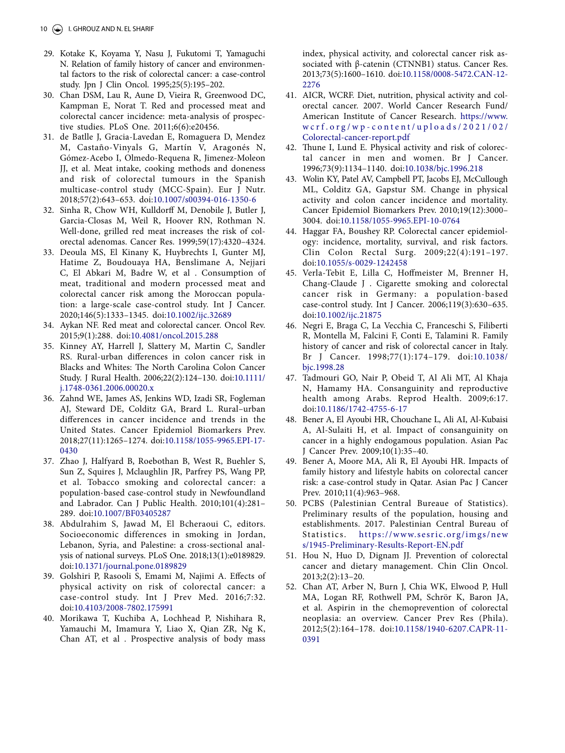29. Kotake K, Koyama Y, Nasu J, Fukutomi T, Yamaguchi N. Relation of family history of cancer and environmental factors to the risk of colorectal cancer: a case-control study. Jpn J Clin Oncol. 1995;25(5):195–202.
30. Chan DSM, Lau R, Aune D, Vieira R, Greenwood DC, Kampman E, Norat T. Red and processed meat and colorectal cancer incidence: meta-analysis of prospective studies. PLoS One. 2011;6(6):e20456.
31. de Batlle J, Gracia-Lavedan E, Romaguera D, Mendez M, Castaño-Vinyals G, Martín V, Aragonés N, Gómez-Acebo I, Olmedo-Requena R, Jimenez-Moleon JJ, et al. Meat intake, cooking methods and doneness and risk of colorectal tumours in the Spanish multicase-control study (MCC-Spain). Eur J Nutr. 2018;57(2):643–653. doi:10.1007/s00394-016-1350-6
32. Sinha R, Chow WH, Kulldorff M, Denobile J, Butler J, Garcia-Closas M, Weil R, Hoover RN, Rothman N. Well-done, grilled red meat increases the risk of colorectal adenomas. Cancer Res. 1999;59(17):4320–4324.
33. Deoula MS, El Kinany K, Huybrechts I, Gunter MJ, Hatime Z, Boudouaya HA, Benslimane A, Nejjari C, El Abkari M, Badre W, et al . Consumption of meat, traditional and modern processed meat and colorectal cancer risk among the Moroccan population: a large-scale case-control study. Int J Cancer. 2020;146(5):1333–1345. doi:10.1002/ijc.32689
34. Aykan NF. Red meat and colorectal cancer. Oncol Rev. 2015;9(1):288. doi:10.4081/oncol.2015.288
35. Kinney AY, Harrell J, Slattery M, Martin C, Sandler RS. Rural-urban differences in colon cancer risk in Blacks and Whites: The North Carolina Colon Cancer Study. J Rural Health. 2006;22(2):124–130. doi:10.1111/j.1748-0361.2006.00020.x
36. Zahnd WE, James AS, Jenkins WD, Izadi SR, Fogleman AJ, Steward DE, Colditz GA, Brard L. Rural–urban differences in cancer incidence and trends in the United States. Cancer Epidemiol Biomarkers Prev. 2018;27(11):1265–1274. doi:10.1158/1055-9965.EPI-17-0430
37. Zhao J, Halfyard B, Roebothan B, West R, Buehler S, Sun Z, Squires J, Mclaughlin JR, Parfrey PS, Wang PP, et al. Tobacco smoking and colorectal cancer: a population-based case-control study in Newfoundland and Labrador. Can J Public Health. 2010;101(4):281–289. doi:10.1007/BF03405287
38. Abdulrahim S, Jawad M, El Bcheraoui C, editors. Socioeconomic differences in smoking in Jordan, Lebanon, Syria, and Palestine: a cross-sectional analysis of national surveys. PLoS One. 2018;13(1):e0189829. doi:10.1371/journal.pone.0189829
39. Golshiri P, Rasooli S, Emami M, Najimi A. Effects of physical activity on risk of colorectal cancer: a case-control study. Int J Prev Med. 2016;7:32. doi:10.4103/2008-7802.175991
40. Morikawa T, Kuchiba A, Lochhead P, Nishihara R, Yamauchi M, Imamura Y, Liao X, Qian ZR, Ng K, Chan AT, et al . Prospective analysis of body mass index, physical activity, and colorectal cancer risk associated with β-catenin (CTNNB1) status. Cancer Res. 2013;73(5):1600–1610. doi:10.1158/0008-5472.CAN-12-2276
41. AICR, WCRF. Diet, nutrition, physical activity and colorectal cancer. 2007. World Cancer Research Fund/American Institute of Cancer Research. https://www.wcrf.org/wp-content/uploads/2021/02/Colorectal-cancer-report.pdf
42. Thune I, Lund E. Physical activity and risk of colorectal cancer in men and women. Br J Cancer. 1996;73(9):1134–1140. doi:10.1038/bjc.1996.218
43. Wolin KY, Patel AV, Campbell PT, Jacobs EJ, McCullough ML, Colditz GA, Gapstur SM. Change in physical activity and colon cancer incidence and mortality. Cancer Epidemiol Biomarkers Prev. 2010;19(12):3000–3004. doi:10.1158/1055-9965.EPI-10-0764
44. Haggar FA, Boushey RP. Colorectal cancer epidemiology: incidence, mortality, survival, and risk factors. Clin Colon Rectal Surg. 2009;22(4):191–197. doi:10.1055/s-0029-1242458
45. Verla-Tebit E, Lilla C, Hoffmeister M, Brenner H, Chang-Claude J . Cigarette smoking and colorectal cancer risk in Germany: a population-based case-control study. Int J Cancer. 2006;119(3):630–635. doi:10.1002/ijc.21875
46. Negri E, Braga C, La Vecchia C, Franceschi S, Filiberti R, Montella M, Falcini F, Conti E, Talamini R. Family history of cancer and risk of colorectal cancer in Italy. Br J Cancer. 1998;77(1):174–179. doi:10.1038/bjc.1998.28
47. Tadmouri GO, Nair P, Obeid T, Al Ali MT, Al Khaja N, Hamamy HA. Consanguinity and reproductive health among Arabs. Reprod Health. 2009;6:17. doi:10.1186/1742-4755-6-17
48. Bener A, El Ayoubi HR, Chouchane L, Ali AI, Al-Kubaisi A, Al-Sulaiti H, et al. Impact of consanguinity on cancer in a highly endogamous population. Asian Pac J Cancer Prev. 2009;10(1):35–40.
49. Bener A, Moore MA, Ali R, El Ayoubi HR. Impacts of family history and lifestyle habits on colorectal cancer risk: a case-control study in Qatar. Asian Pac J Cancer Prev. 2010;11(4):963–968.
50. PCBS (Palestinian Central Bureaue of Statistics). Preliminary results of the population, housing and establishments. 2017. Palestinian Central Bureau of Statistics. https://www.sesric.org/imgs/news/1945-Preliminary-Results-Report-EN.pdf
51. Hou N, Huo D, Dignam JJ. Prevention of colorectal cancer and dietary management. Chin Clin Oncol. 2013;2(2):13–20.
52. Chan AT, Arber N, Burn J, Chia WK, Elwood P, Hull MA, Logan RF, Rothwell PM, Schrör K, Baron JA, et al. Aspirin in the chemoprevention of colorectal neoplasia: an overview. Cancer Prev Res (Phila). 2012;5(2):164–178. doi:10.1158/1940-6207.CAPR-11-0391